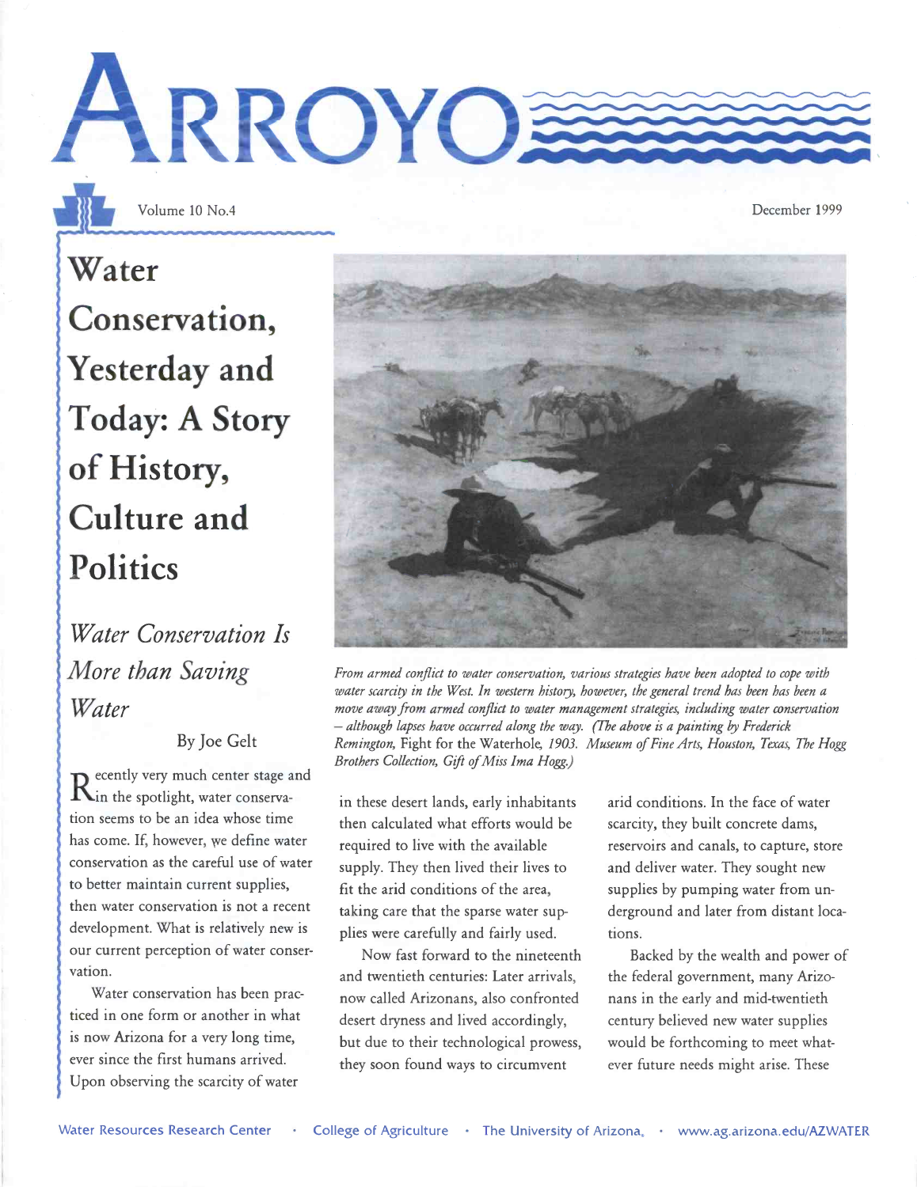# ARROYO

Volume 10 No.4

December 1999

# Water Conservation, Yesterday and Today: A Story of History, Culture and Politics

## *Water Conservation Is More than Saving Water*

By Joe Gelt

*From armed conflict to water conservation, various strategies have been adopted to cope with water scarcity in the West. In western history, however, the general trend has been has been a move away from armed conflict to water management strategies, including water conservation – although lapses have occurred along the way. (The above is a painting by Frederick Remington,* Fight for the Waterhole, *1903. Museum of Fine Arts, Houston, Texas, The Hogg Brothers Collection, Gift of Miss Ima Hogg.)*

Recently very much center stage and in the spotlight, water conservation seems to be an idea whose time has come. If, however, we define water conservation as the careful use of water to better maintain current supplies, then water conservation is not a recent development. What is relatively new is our current perception of water conservation.

Water conservation has been practiced in one form or another in what is now Arizona for a very long time, ever since the first humans arrived. Upon observing the scarcity of water in these desert lands, early inhabitants then calculated what efforts would be required to live with the available supply. They then lived their lives to fit the arid conditions of the area, taking care that the sparse water supplies were carefully and fairly used.

Now fast forward to the nineteenth and twentieth centuries: Later arrivals, now called Arizonans, also confronted desert dryness and lived accordingly, but due to their technological prowess, they soon found ways to circumvent arid conditions. In the face of water scarcity, they built concrete dams, reservoirs and canals, to capture, store and deliver water. They sought new supplies by pumping water from underground and later from distant locations.

Backed by the wealth and power of the federal government, many Arizonans in the early and mid-twentieth century believed new water supplies would be forthcoming to meet whatever future needs might arise. These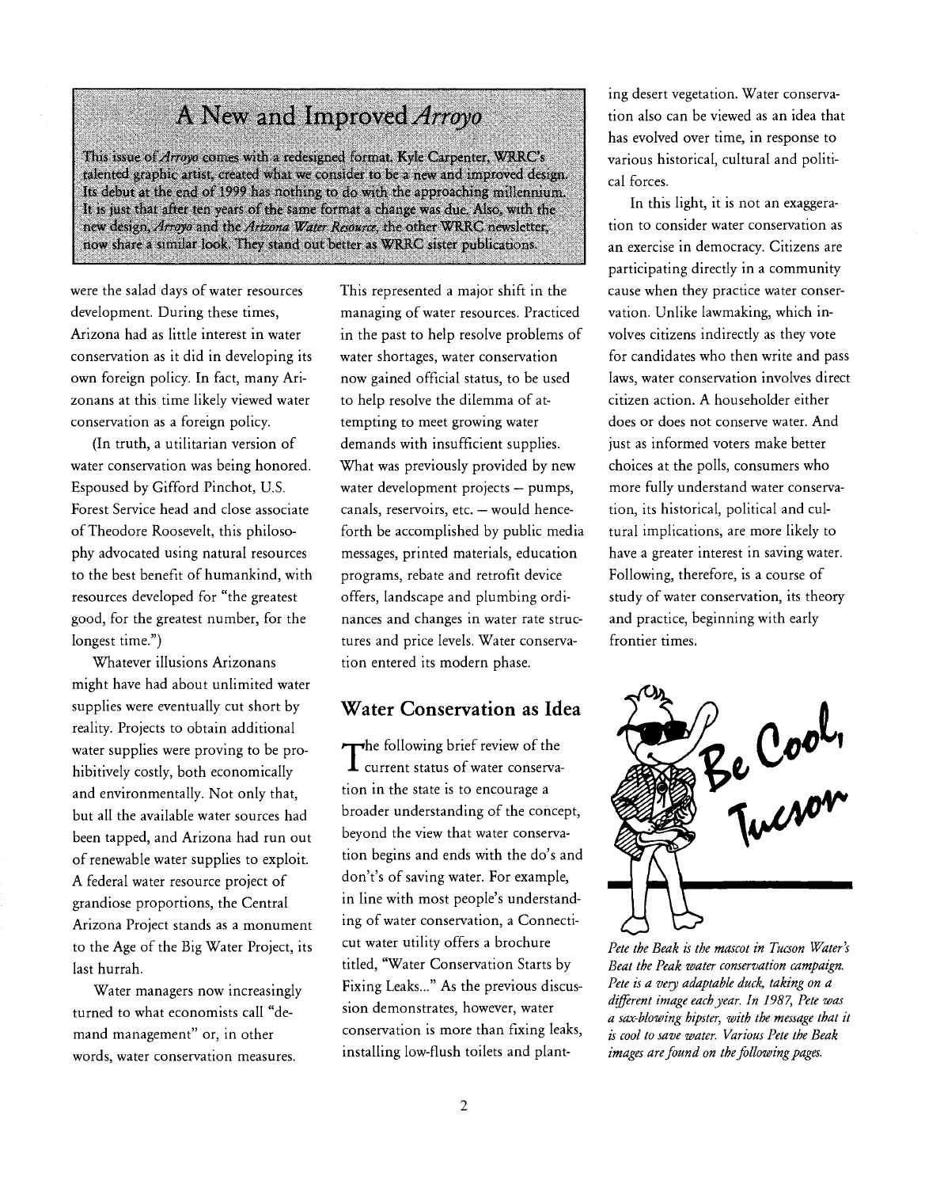## A New and Improved *Arroyo*

This issue of *Arroyo* comes with a redesigned format. Kyle Carpenter, WRRC's talented graphic artist, created what we consider to be a new and improved design. Its debut at the end of 1999 has nothing to do with the approaching millennium. It is just that after ten years of the same format a change was due. Also, with the new design, *Arroyo* and the *Arizona Water Resource*, the other WRRC newsletter, now share a similar look. They stand out better as WRRC sister publications.

were the salad days of water resources development. During these times, Arizona had as little interest in water conservation as it did in developing its own foreign policy. In fact, many Arizonans at this time likely viewed water conservation as a foreign policy.

(In truth, a utilitarian version of water conservation was being honored. Espoused by Gifford Pinchot, U.S. Forest Service head and close associate of Theodore Roosevelt, this philosophy advocated using natural resources to the best benefit of humankind, with resources developed for "the greatest good, for the greatest number, for the longest time.")

Whatever illusions Arizonans might have had about unlimited water supplies were eventually cut short by reality. Projects to obtain additional water supplies were proving to be prohibitively costly, both economically and environmentally. Not only that, but all the available water sources had been tapped, and Arizona had run out of renewable water supplies to exploit. A federal water resource project of grandiose proportions, the Central Arizona Project stands as a monument to the Age of the Big Water Project, its last hurrah.

Water managers now increasingly turned to what economists call "demand management" or, in other words, water conservation measures. This represented a major shift in the managing of water resources. Practiced in the past to help resolve problems of water shortages, water conservation now gained official status, to be used to help resolve the dilemma of attempting to meet growing water demands with insufficient supplies. What was previously provided by new water development projects – pumps, canals, reservoirs, etc. – would henceforth be accomplished by public media messages, printed materials, education programs, rebate and retrofit device offers, landscape and plumbing ordinances and changes in water rate structures and price levels. Water conservation entered its modern phase.

## Water Conservation as Idea

The following brief review of the current status of water conservation in the state is to encourage a broader understanding of the concept, beyond the view that water conservation begins and ends with the do's and don't's of saving water. For example, in line with most people's understanding of water conservation, a Connecticut water utility offers a brochure titled, "Water Conservation Starts by Fixing Leaks..." As the previous discussion demonstrates, however, water conservation is more than fixing leaks, installing low-flush toilets and planting desert vegetation. Water conservation also can be viewed as an idea that has evolved over time, in response to various historical, cultural and political forces.

In this light, it is not an exaggeration to consider water conservation as an exercise in democracy. Citizens are participating directly in a community cause when they practice water conservation. Unlike lawmaking, which involves citizens indirectly as they vote for candidates who then write and pass laws, water conservation involves direct citizen action. A householder either does or does not conserve water. And just as informed voters make better choices at the polls, consumers who more fully understand water conservation, its historical, political and cultural implications, are more likely to have a greater interest in saving water. Following, therefore, is a course of study of water conservation, its theory and practice, beginning with early frontier times.

*Pete the Beak is the mascot in Tucson Water's Beat the Peak water conservation campaign. Pete is a very adaptable duck, taking on a different image each year. In 1987, Pete was a sax-blowing hipster, with the message that it is cool to save water. Various Pete the Beak images are found on the following pages.*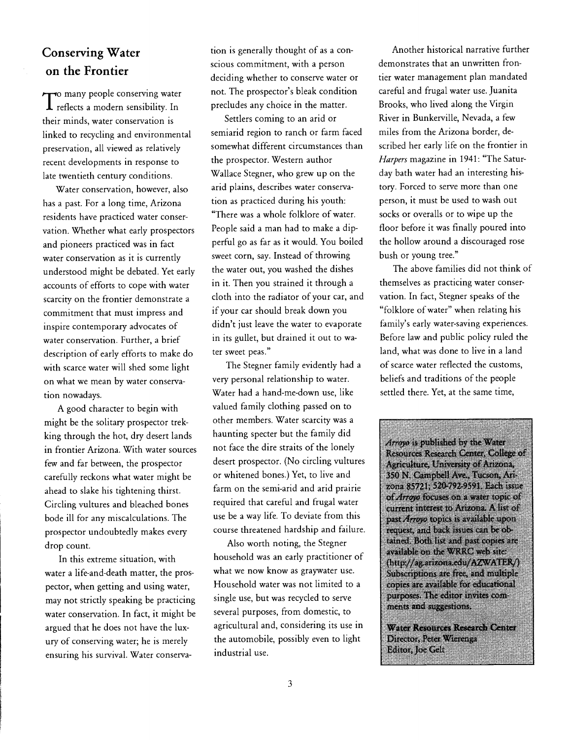## Conserving Water on the Frontier

To many people conserving water reflects a modern sensibility. In their minds, water conservation is linked to recycling and environmental preservation, all viewed as relatively recent developments in response to late twentieth century conditions.

Water conservation, however, also has a past. For a long time, Arizona residents have practiced water conservation. Whether what early prospectors and pioneers practiced was in fact water conservation as it is currently understood might be debated. Yet early accounts of efforts to cope with water scarcity on the frontier demonstrate a commitment that must impress and inspire contemporary advocates of water conservation. Further, a brief description of early efforts to make do with scarce water will shed some light on what we mean by water conservation nowadays.

A good character to begin with might be the solitary prospector trekking through the hot, dry desert lands in frontier Arizona. With water sources few and far between, the prospector carefully reckons what water might be ahead to slake his tightening thirst. Circling vultures and bleached bones bode ill for any miscalculations. The prospector undoubtedly makes every drop count.

In this extreme situation, with water a life-and-death matter, the prospector, when getting and using water, may not strictly speaking be practicing water conservation. In fact, it might be argued that he does not have the luxury of conserving water; he is merely ensuring his survival. Water conservation is generally thought of as a conscious commitment, with a person deciding whether to conserve water or not. The prospector's bleak condition precludes any choice in the matter.

Settlers coming to an arid or semiarid region to ranch or farm faced somewhat different circumstances than the prospector. Western author Wallace Stegner, who grew up on the arid plains, describes water conservation as practiced during his youth: "There was a whole folklore of water. People said a man had to make a dipperful go as far as it would. You boiled sweet corn, say. Instead of throwing the water out, you washed the dishes in it. Then you strained it through a cloth into the radiator of your car, and if your car should break down you didn't just leave the water to evaporate in its gullet, but drained it out to water sweet peas."

The Stegner family evidently had a very personal relationship to water. Water had a hand-me-down use, like valued family clothing passed on to other members. Water scarcity was a haunting specter but the family did not face the dire straits of the lonely desert prospector. (No circling vultures or whitened bones.) Yet, to live and farm on the semi-arid and arid prairie required that careful and frugal water use be a way life. To deviate from this course threatened hardship and failure.

Also worth noting, the Stegner household was an early practitioner of what we now know as graywater use. Household water was not limited to a single use, but was recycled to serve several purposes, from domestic, to agricultural and, considering its use in the automobile, possibly even to light industrial use.

Another historical narrative further demonstrates that an unwritten frontier water management plan mandated careful and frugal water use. Juanita Brooks, who lived along the Virgin River in Bunkerville, Nevada, a few miles from the Arizona border, described her early life on the frontier in *Harpers* magazine in 1941: "The Saturday bath water had an interesting history. Forced to serve more than one person, it must be used to wash out socks or overalls or to wipe up the floor before it was finally poured into the hollow around a discouraged rose bush or young tree."

The above families did not think of themselves as practicing water conservation. In fact, Stegner speaks of the "folklore of water" when relating his family's early water-saving experiences. Before law and public policy ruled the land, what was done to live in a land of scarce water reflected the customs, beliefs and traditions of the people settled there. Yet, at the same time,

*Arroyo* is published by the Water Resources Research Center, College of Agriculture, University of Arizona, 350 N. Campbell Ave., Tucson, Arizona 85721; 520-792-9591. Each issue of *Arroyo* focuses on a water topic of current interest to Arizona. A list of past *Arroyo* topics is available upon request, and back issues can be obtained. Both list and past copies are available on the WRRC web site: (http://ag.arizona.edu/AZWATER/) Subscriptions are free, and multiple copies are available for educational purposes. The editor invites comments and suggestions.

**Water Resources Research Center**
Director, Peter Wierenga
Editor, Joe Gelt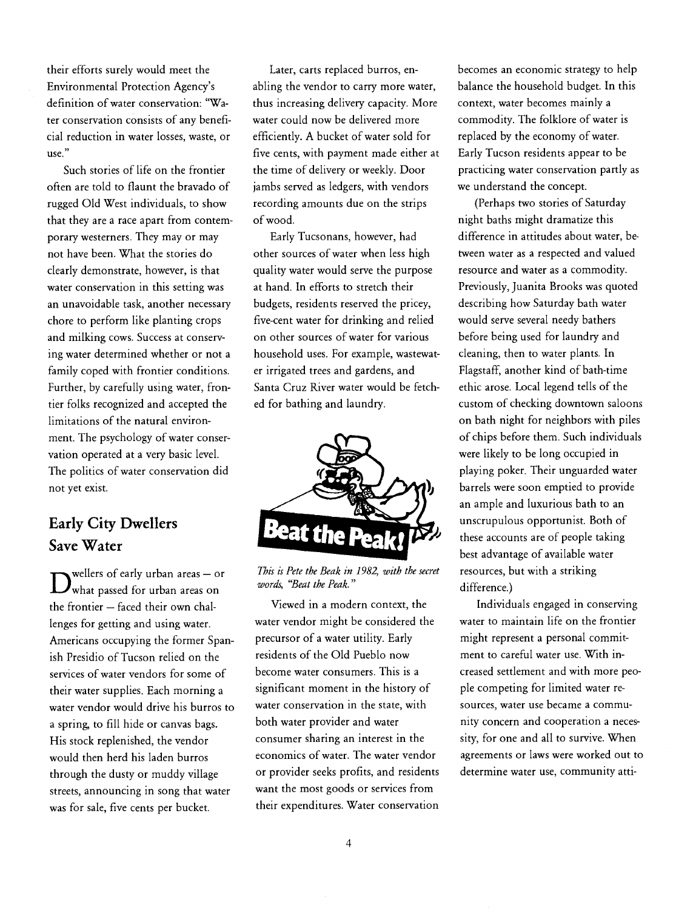their efforts surely would meet the Environmental Protection Agency's definition of water conservation: "Water conservation consists of any beneficial reduction in water losses, waste, or use."

Such stories of life on the frontier often are told to flaunt the bravado of rugged Old West individuals, to show that they are a race apart from contemporary westerners. They may or may not have been. What the stories do clearly demonstrate, however, is that water conservation in this setting was an unavoidable task, another necessary chore to perform like planting crops and milking cows. Success at conserving water determined whether or not a family coped with frontier conditions. Further, by carefully using water, frontier folks recognized and accepted the limitations of the natural environment. The psychology of water conservation operated at a very basic level. The politics of water conservation did not yet exist.

## Early City Dwellers Save Water

Dwellers of early urban areas – or what passed for urban areas on the frontier – faced their own challenges for getting and using water. Americans occupying the former Spanish Presidio of Tucson relied on the services of water vendors for some of their water supplies. Each morning a water vendor would drive his burros to a spring, to fill hide or canvas bags. His stock replenished, the vendor would then herd his laden burros through the dusty or muddy village streets, announcing in song that water was for sale, five cents per bucket.

Later, carts replaced burros, enabling the vendor to carry more water, thus increasing delivery capacity. More water could now be delivered more efficiently. A bucket of water sold for five cents, with payment made either at the time of delivery or weekly. Door jambs served as ledgers, with vendors recording amounts due on the strips of wood.

Early Tucsonans, however, had other sources of water when less high quality water would serve the purpose at hand. In efforts to stretch their budgets, residents reserved the pricey, five-cent water for drinking and relied on other sources of water for various household uses. For example, wastewater irrigated trees and gardens, and Santa Cruz River water would be fetched for bathing and laundry.

*This is Pete the Beak in 1982, with the secret words, "Beat the Peak."*

Viewed in a modern context, the water vendor might be considered the precursor of a water utility. Early residents of the Old Pueblo now become water consumers. This is a significant moment in the history of water conservation in the state, with both water provider and water consumer sharing an interest in the economics of water. The water vendor or provider seeks profits, and residents want the most goods or services from their expenditures. Water conservation becomes an economic strategy to help balance the household budget. In this context, water becomes mainly a commodity. The folklore of water is replaced by the economy of water. Early Tucson residents appear to be practicing water conservation partly as we understand the concept.

(Perhaps two stories of Saturday night baths might dramatize this difference in attitudes about water, between water as a respected and valued resource and water as a commodity. Previously, Juanita Brooks was quoted describing how Saturday bath water would serve several needy bathers before being used for laundry and cleaning, then to water plants. In Flagstaff, another kind of bath-time ethic arose. Local legend tells of the custom of checking downtown saloons on bath night for neighbors with piles of chips before them. Such individuals were likely to be long occupied in playing poker. Their unguarded water barrels were soon emptied to provide an ample and luxurious bath to an unscrupulous opportunist. Both of these accounts are of people taking best advantage of available water resources, but with a striking difference.)

Individuals engaged in conserving water to maintain life on the frontier might represent a personal commitment to careful water use. With increased settlement and with more people competing for limited water resources, water use became a community concern and cooperation a necessity, for one and all to survive. When agreements or laws were worked out to determine water use, community atti-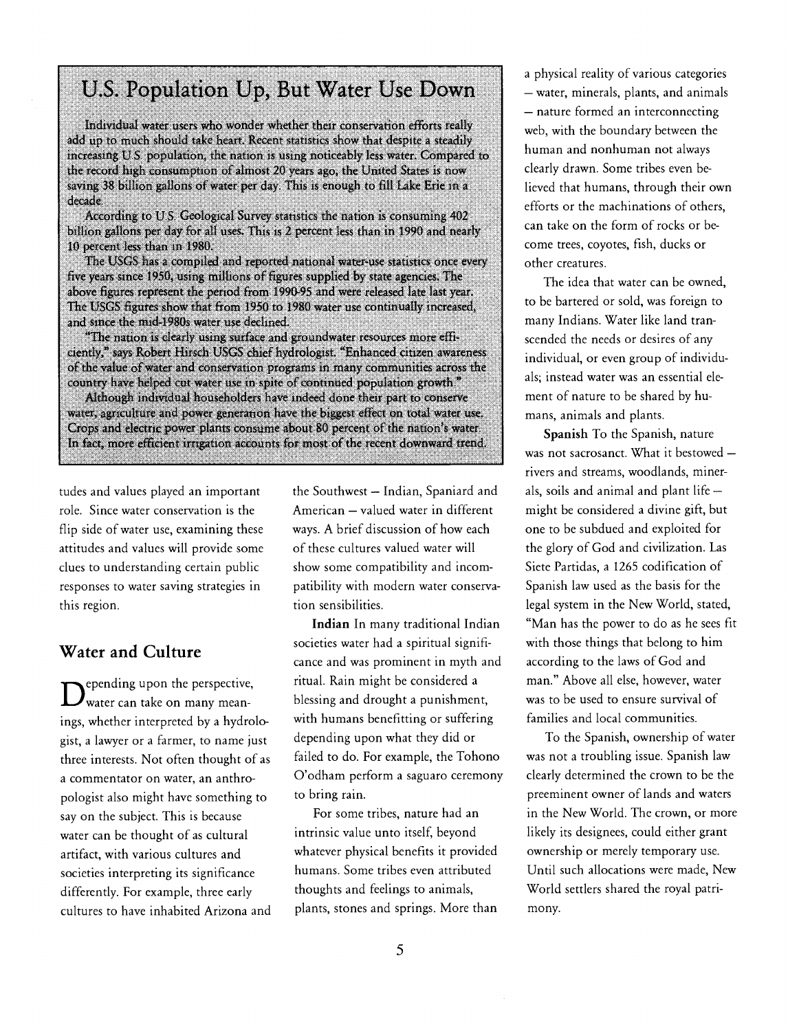## U.S. Population Up, But Water Use Down

Individual water users who wonder whether their conservation efforts really add up to much should take heart. Recent statistics show that despite a steadily increasing U.S. population, the nation is using noticeably less water. Compared to the record high consumption of almost 20 years ago, the United States is now saving 38 billion gallons of water per day. This is enough to fill Lake Erie in a decade.

According to U.S. Geological Survey statistics the nation is consuming 402 billion gallons per day for all uses. This is 2 percent less than in 1990 and nearly 10 percent less than in 1980.

The USGS has a compiled and reported national water-use statistics once every five years since 1950, using millions of figures supplied by state agencies. The above figures represent the period from 1990-95 and were released late last year. The USGS figures show that from 1950 to 1980 water use continually increased, and since the mid-1980s water use declined.

"The nation is clearly using surface and groundwater resources more efficiently," says Robert Hirsch USGS chief hydrologist. "Enhanced citizen awareness of the value of water and conservation programs in many communities across the country have helped cut water use in spite of continued population growth."

Although individual householders have indeed done their part to conserve water, agriculture and power generation have the biggest effect on total water use. Crops and electric power plants consume about 80 percent of the nation's water. In fact, more efficient irrigation accounts for most of the recent downward trend.

tudes and values played an important role. Since water conservation is the flip side of water use, examining these attitudes and values will provide some clues to understanding certain public responses to water saving strategies in this region.

## Water and Culture

Depending upon the perspective, water can take on many meanings, whether interpreted by a hydrologist, a lawyer or a farmer, to name just three interests. Not often thought of as a commentator on water, an anthropologist also might have something to say on the subject. This is because water can be thought of as cultural artifact, with various cultures and societies interpreting its significance differently. For example, three early cultures to have inhabited Arizona and the Southwest – Indian, Spaniard and American – valued water in different ways. A brief discussion of how each of these cultures valued water will show some compatibility and incompatibility with modern water conservation sensibilities.

**Indian** In many traditional Indian societies water had a spiritual significance and was prominent in myth and ritual. Rain might be considered a blessing and drought a punishment, with humans benefitting or suffering depending upon what they did or failed to do. For example, the Tohono O'odham perform a saguaro ceremony to bring rain.

For some tribes, nature had an intrinsic value unto itself, beyond whatever physical benefits it provided humans. Some tribes even attributed thoughts and feelings to animals, plants, stones and springs. More than a physical reality of various categories – water, minerals, plants, and animals – nature formed an interconnecting web, with the boundary between the human and nonhuman not always clearly drawn. Some tribes even believed that humans, through their own efforts or the machinations of others, can take on the form of rocks or become trees, coyotes, fish, ducks or other creatures.

The idea that water can be owned, to be bartered or sold, was foreign to many Indians. Water like land transcended the needs or desires of any individual, or even group of individuals; instead water was an essential element of nature to be shared by humans, animals and plants.

**Spanish** To the Spanish, nature was not sacrosanct. What it bestowed – rivers and streams, woodlands, minerals, soils and animal and plant life – might be considered a divine gift, but one to be subdued and exploited for the glory of God and civilization. Las Siete Partidas, a 1265 codification of Spanish law used as the basis for the legal system in the New World, stated, "Man has the power to do as he sees fit with those things that belong to him according to the laws of God and man." Above all else, however, water was to be used to ensure survival of families and local communities.

To the Spanish, ownership of water was not a troubling issue. Spanish law clearly determined the crown to be the preeminent owner of lands and waters in the New World. The crown, or more likely its designees, could either grant ownership or merely temporary use. Until such allocations were made, New World settlers shared the royal patrimony.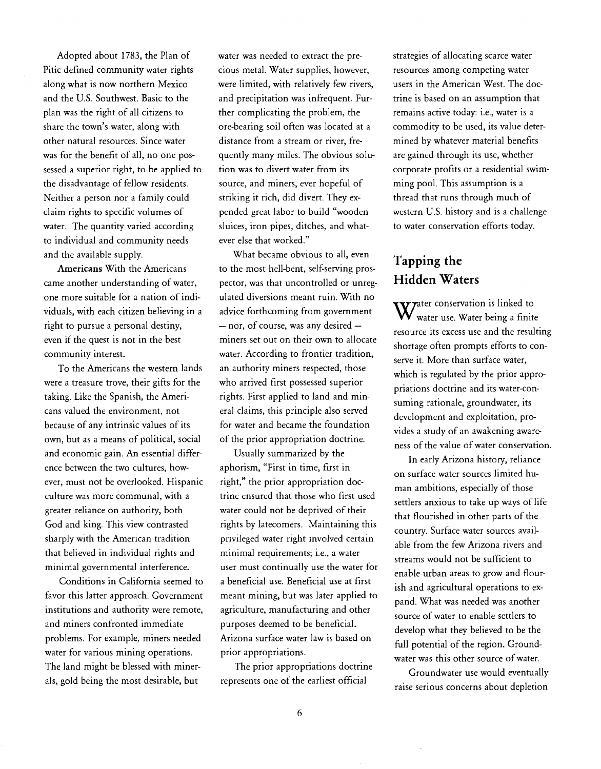Adopted about 1783, the Plan of Pitic defined community water rights along what is now northern Mexico and the U.S. Southwest. Basic to the plan was the right of all citizens to share the town's water, along with other natural resources. Since water was for the benefit of all, no one possessed a superior right, to be applied to the disadvantage of fellow residents. Neither a person nor a family could claim rights to specific volumes of water. The quantity varied according to individual and community needs and the available supply.

**Americans** With the Americans came another understanding of water, one more suitable for a nation of individuals, with each citizen believing in a right to pursue a personal destiny, even if the quest is not in the best community interest.

To the Americans the western lands were a treasure trove, their gifts for the taking. Like the Spanish, the Americans valued the environment, not because of any intrinsic values of its own, but as a means of political, social and economic gain. An essential difference between the two cultures, however, must not be overlooked. Hispanic culture was more communal, with a greater reliance on authority, both God and king. This view contrasted sharply with the American tradition that believed in individual rights and minimal governmental interference.

Conditions in California seemed to favor this latter approach. Government institutions and authority were remote, and miners confronted immediate problems. For example, miners needed water for various mining operations. The land might be blessed with minerals, gold being the most desirable, but water was needed to extract the precious metal. Water supplies, however, were limited, with relatively few rivers, and precipitation was infrequent. Further complicating the problem, the ore-bearing soil often was located at a distance from a stream or river, frequently many miles. The obvious solution was to divert water from its source, and miners, ever hopeful of striking it rich, did divert. They expended great labor to build "wooden sluices, iron pipes, ditches, and whatever else that worked."

What became obvious to all, even to the most hell-bent, self-serving prospector, was that uncontrolled or unregulated diversions meant ruin. With no advice forthcoming from government — nor, of course, was any desired — miners set out on their own to allocate water. According to frontier tradition, an authority miners respected, those who arrived first possessed superior rights. First applied to land and mineral claims, this principle also served for water and became the foundation of the prior appropriation doctrine.

Usually summarized by the aphorism, "First in time, first in right," the prior appropriation doctrine ensured that those who first used water could not be deprived of their rights by latecomers. Maintaining this privileged water right involved certain minimal requirements; i.e., a water user must continually use the water for a beneficial use. Beneficial use at first meant mining, but was later applied to agriculture, manufacturing and other purposes deemed to be beneficial. Arizona surface water law is based on prior appropriations.

The prior appropriations doctrine represents one of the earliest official strategies of allocating scarce water resources among competing water users in the American West. The doctrine is based on an assumption that remains active today: i.e., water is a commodity to be used, its value determined by whatever material benefits are gained through its use, whether corporate profits or a residential swimming pool. This assumption is a thread that runs through much of western U.S. history and is a challenge to water conservation efforts today.

## Tapping the Hidden Waters

Water conservation is linked to water use. Water being a finite resource its excess use and the resulting shortage often prompts efforts to conserve it. More than surface water, which is regulated by the prior appropriations doctrine and its water-consuming rationale, groundwater, its development and exploitation, provides a study of an awakening awareness of the value of water conservation.

In early Arizona history, reliance on surface water sources limited human ambitions, especially of those settlers anxious to take up ways of life that flourished in other parts of the country. Surface water sources available from the few Arizona rivers and streams would not be sufficient to enable urban areas to grow and flourish and agricultural operations to expand. What was needed was another source of water to enable settlers to develop what they believed to be the full potential of the region. Groundwater was this other source of water.

Groundwater use would eventually raise serious concerns about depletion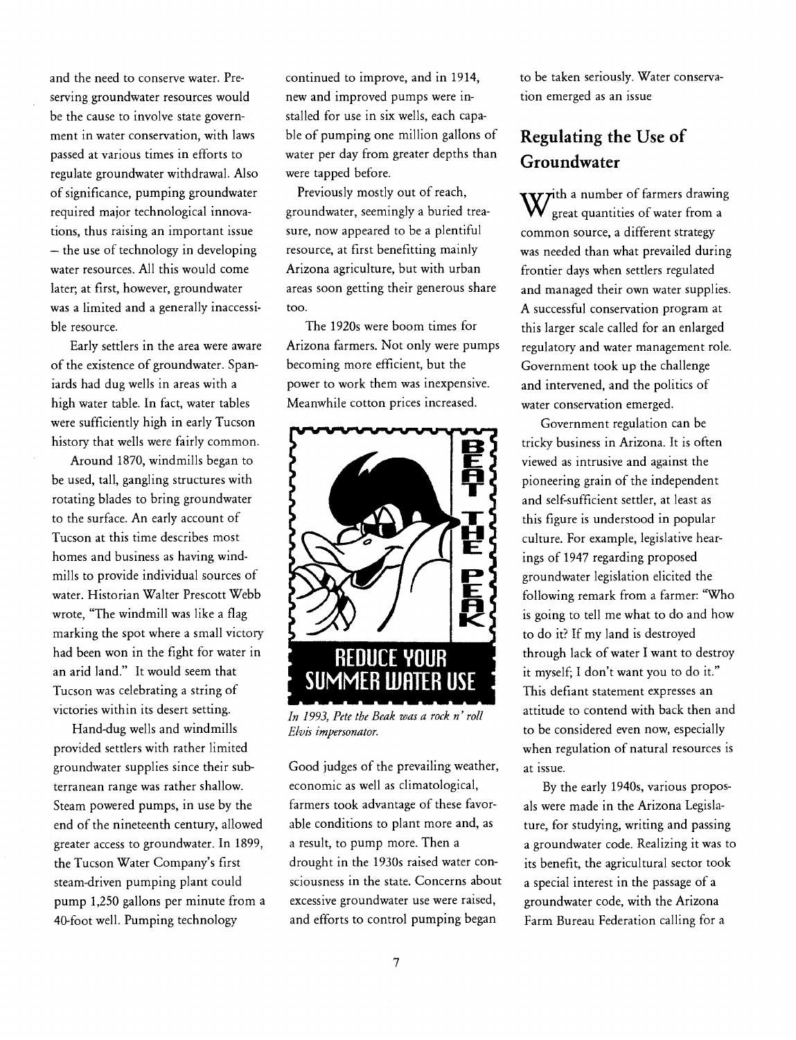and the need to conserve water. Preserving groundwater resources would be the cause to involve state government in water conservation, with laws passed at various times in efforts to regulate groundwater withdrawal. Also of significance, pumping groundwater required major technological innovations, thus raising an important issue – the use of technology in developing water resources. All this would come later; at first, however, groundwater was a limited and a generally inaccessible resource.

Early settlers in the area were aware of the existence of groundwater. Spaniards had dug wells in areas with a high water table. In fact, water tables were sufficiently high in early Tucson history that wells were fairly common.

Around 1870, windmills began to be used, tall, gangling structures with rotating blades to bring groundwater to the surface. An early account of Tucson at this time describes most homes and business as having windmills to provide individual sources of water. Historian Walter Prescott Webb wrote, "The windmill was like a flag marking the spot where a small victory had been won in the fight for water in an arid land." It would seem that Tucson was celebrating a string of victories within its desert setting.

Hand-dug wells and windmills provided settlers with rather limited groundwater supplies since their subterranean range was rather shallow. Steam powered pumps, in use by the end of the nineteenth century, allowed greater access to groundwater. In 1899, the Tucson Water Company's first steam-driven pumping plant could pump 1,250 gallons per minute from a 40-foot well. Pumping technology continued to improve, and in 1914, new and improved pumps were installed for use in six wells, each capable of pumping one million gallons of water per day from greater depths than were tapped before.

Previously mostly out of reach, groundwater, seemingly a buried treasure, now appeared to be a plentiful resource, at first benefitting mainly Arizona agriculture, but with urban areas soon getting their generous share too.

The 1920s were boom times for Arizona farmers. Not only were pumps becoming more efficient, but the power to work them was inexpensive. Meanwhile cotton prices increased.

BEAT THE PEAK

REDUCE YOUR SUMMER WATER USE

*In 1993, Pete the Beak was a rock n' roll Elvis impersonator.*

Good judges of the prevailing weather, economic as well as climatological, farmers took advantage of these favorable conditions to plant more and, as a result, to pump more. Then a drought in the 1930s raised water consciousness in the state. Concerns about excessive groundwater use were raised, and efforts to control pumping began to be taken seriously. Water conservation emerged as an issue

## Regulating the Use of Groundwater

With a number of farmers drawing great quantities of water from a common source, a different strategy was needed than what prevailed during frontier days when settlers regulated and managed their own water supplies. A successful conservation program at this larger scale called for an enlarged regulatory and water management role. Government took up the challenge and intervened, and the politics of water conservation emerged.

Government regulation can be tricky business in Arizona. It is often viewed as intrusive and against the pioneering grain of the independent and self-sufficient settler, at least as this figure is understood in popular culture. For example, legislative hearings of 1947 regarding proposed groundwater legislation elicited the following remark from a farmer: "Who is going to tell me what to do and how to do it? If my land is destroyed through lack of water I want to destroy it myself; I don't want you to do it." This defiant statement expresses an attitude to contend with back then and to be considered even now, especially when regulation of natural resources is at issue.

By the early 1940s, various proposals were made in the Arizona Legislature, for studying, writing and passing a groundwater code. Realizing it was to its benefit, the agricultural sector took a special interest in the passage of a groundwater code, with the Arizona Farm Bureau Federation calling for a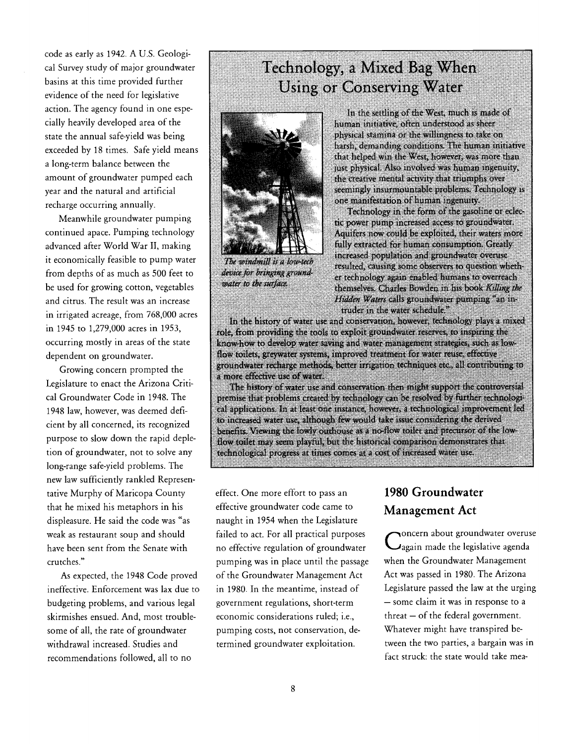code as early as 1942. A U.S. Geological Survey study of major groundwater basins at this time provided further evidence of the need for legislative action. The agency found in one especially heavily developed area of the state the annual safe-yield was being exceeded by 18 times. Safe yield means a long-term balance between the amount of groundwater pumped each year and the natural and artificial recharge occurring annually.

Meanwhile groundwater pumping continued apace. Pumping technology advanced after World War II, making it economically feasible to pump water from depths of as much as 500 feet to be used for growing cotton, vegetables and citrus. The result was an increase in irrigated acreage, from 768,000 acres in 1945 to 1,279,000 acres in 1953, occurring mostly in areas of the state dependent on groundwater.

Growing concern prompted the Legislature to enact the Arizona Critical Groundwater Code in 1948. The 1948 law, however, was deemed deficient by all concerned, its recognized purpose to slow down the rapid depletion of groundwater, not to solve any long-range safe-yield problems. The new law sufficiently rankled Representative Murphy of Maricopa County that he mixed his metaphors in his displeasure. He said the code was "as weak as restaurant soup and should have been sent from the Senate with crutches."

As expected, the 1948 Code proved ineffective. Enforcement was lax due to budgeting problems, and various legal skirmishes ensued. And, most troublesome of all, the rate of groundwater withdrawal increased. Studies and recommendations followed, all to no effect. One more effort to pass an effective groundwater code came to naught in 1954 when the Legislature failed to act. For all practical purposes no effective regulation of groundwater pumping was in place until the passage of the Groundwater Management Act in 1980. In the meantime, instead of government regulations, short-term economic considerations ruled; i.e., pumping costs, not conservation, determined groundwater exploitation.

## Technology, a Mixed Bag When Using or Conserving Water

*The windmill is a low-tech device for bringing groundwater to the surface.*

In the settling of the West, much is made of human initiative, often understood as sheer physical stamina or the willingness to take on harsh, demanding conditions. The human initiative that helped win the West, however, was more than just physical. Also involved was human ingenuity, the creative mental activity that triumphs over seemingly insurmountable problems. Technology is one manifestation of human ingenuity.

Technology in the form of the gasoline or electric power pump increased access to groundwater. Aquifers now could be exploited, their waters more fully extracted for human consumption. Greatly increased population and groundwater overuse resulted, causing some observers to question whether technology again enabled humans to overreach themselves. Charles Bowden in his book *Killing the Hidden Waters* calls groundwater pumping "an intruder in the water schedule."

In the history of water use and conservation, however, technology plays a mixed role, from providing the tools to exploit groundwater reserves, to inspiring the know-how to develop water saving and water management strategies, such as low-flow toilets, greywater systems, improved treatment for water reuse, effective groundwater recharge methods, better irrigation techniques etc., all contributing to a more effective use of water.

The history of water use and conservation then might support the controversial premise that problems created by technology can be resolved by further technological applications. In at least one instance, however, a technological improvement led to increased water use, although few would take issue considering the derived benefits. Viewing the lowly outhouse as a no-flow toilet and precursor of the low-flow toilet may seem playful, but the historical comparison demonstrates that technological progress at times comes at a cost of increased water use.

## 1980 Groundwater Management Act

Concern about groundwater overuse again made the legislative agenda when the Groundwater Management Act was passed in 1980. The Arizona Legislature passed the law at the urging – some claim it was in response to a threat – of the federal government. Whatever might have transpired between the two parties, a bargain was in fact struck: the state would take mea-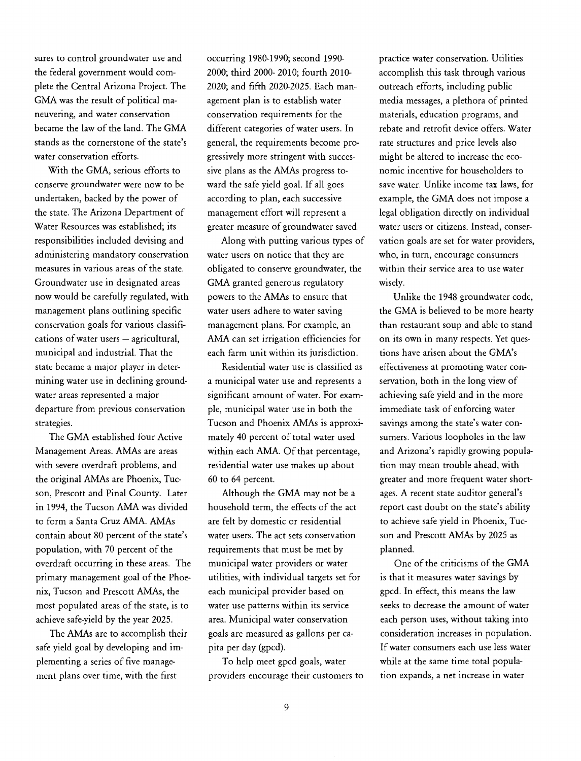sures to control groundwater use and the federal government would complete the Central Arizona Project. The GMA was the result of political maneuvering, and water conservation became the law of the land. The GMA stands as the cornerstone of the state's water conservation efforts.

With the GMA, serious efforts to conserve groundwater were now to be undertaken, backed by the power of the state. The Arizona Department of Water Resources was established; its responsibilities included devising and administering mandatory conservation measures in various areas of the state. Groundwater use in designated areas now would be carefully regulated, with management plans outlining specific conservation goals for various classifications of water users – agricultural, municipal and industrial. That the state became a major player in determining water use in declining groundwater areas represented a major departure from previous conservation strategies.

The GMA established four Active Management Areas. AMAs are areas with severe overdraft problems, and the original AMAs are Phoenix, Tucson, Prescott and Pinal County. Later in 1994, the Tucson AMA was divided to form a Santa Cruz AMA. AMAs contain about 80 percent of the state's population, with 70 percent of the overdraft occurring in these areas. The primary management goal of the Phoenix, Tucson and Prescott AMAs, the most populated areas of the state, is to achieve safe-yield by the year 2025.

The AMAs are to accomplish their safe yield goal by developing and implementing a series of five management plans over time, with the first occurring 1980-1990; second 1990-2000; third 2000- 2010; fourth 2010-2020; and fifth 2020-2025. Each management plan is to establish water conservation requirements for the different categories of water users. In general, the requirements become progressively more stringent with successive plans as the AMAs progress toward the safe yield goal. If all goes according to plan, each successive management effort will represent a greater measure of groundwater saved.

Along with putting various types of water users on notice that they are obligated to conserve groundwater, the GMA granted generous regulatory powers to the AMAs to ensure that water users adhere to water saving management plans. For example, an AMA can set irrigation efficiencies for each farm unit within its jurisdiction.

Residential water use is classified as a municipal water use and represents a significant amount of water. For example, municipal water use in both the Tucson and Phoenix AMAs is approximately 40 percent of total water used within each AMA. Of that percentage, residential water use makes up about 60 to 64 percent.

Although the GMA may not be a household term, the effects of the act are felt by domestic or residential water users. The act sets conservation requirements that must be met by municipal water providers or water utilities, with individual targets set for each municipal provider based on water use patterns within its service area. Municipal water conservation goals are measured as gallons per capita per day (gpcd).

To help meet gpcd goals, water providers encourage their customers to practice water conservation. Utilities accomplish this task through various outreach efforts, including public media messages, a plethora of printed materials, education programs, and rebate and retrofit device offers. Water rate structures and price levels also might be altered to increase the economic incentive for householders to save water. Unlike income tax laws, for example, the GMA does not impose a legal obligation directly on individual water users or citizens. Instead, conservation goals are set for water providers, who, in turn, encourage consumers within their service area to use water wisely.

Unlike the 1948 groundwater code, the GMA is believed to be more hearty than restaurant soup and able to stand on its own in many respects. Yet questions have arisen about the GMA's effectiveness at promoting water conservation, both in the long view of achieving safe yield and in the more immediate task of enforcing water savings among the state's water consumers. Various loopholes in the law and Arizona's rapidly growing population may mean trouble ahead, with greater and more frequent water shortages. A recent state auditor general's report cast doubt on the state's ability to achieve safe yield in Phoenix, Tucson and Prescott AMAs by 2025 as planned.

One of the criticisms of the GMA is that it measures water savings by gpcd. In effect, this means the law seeks to decrease the amount of water each person uses, without taking into consideration increases in population. If water consumers each use less water while at the same time total population expands, a net increase in water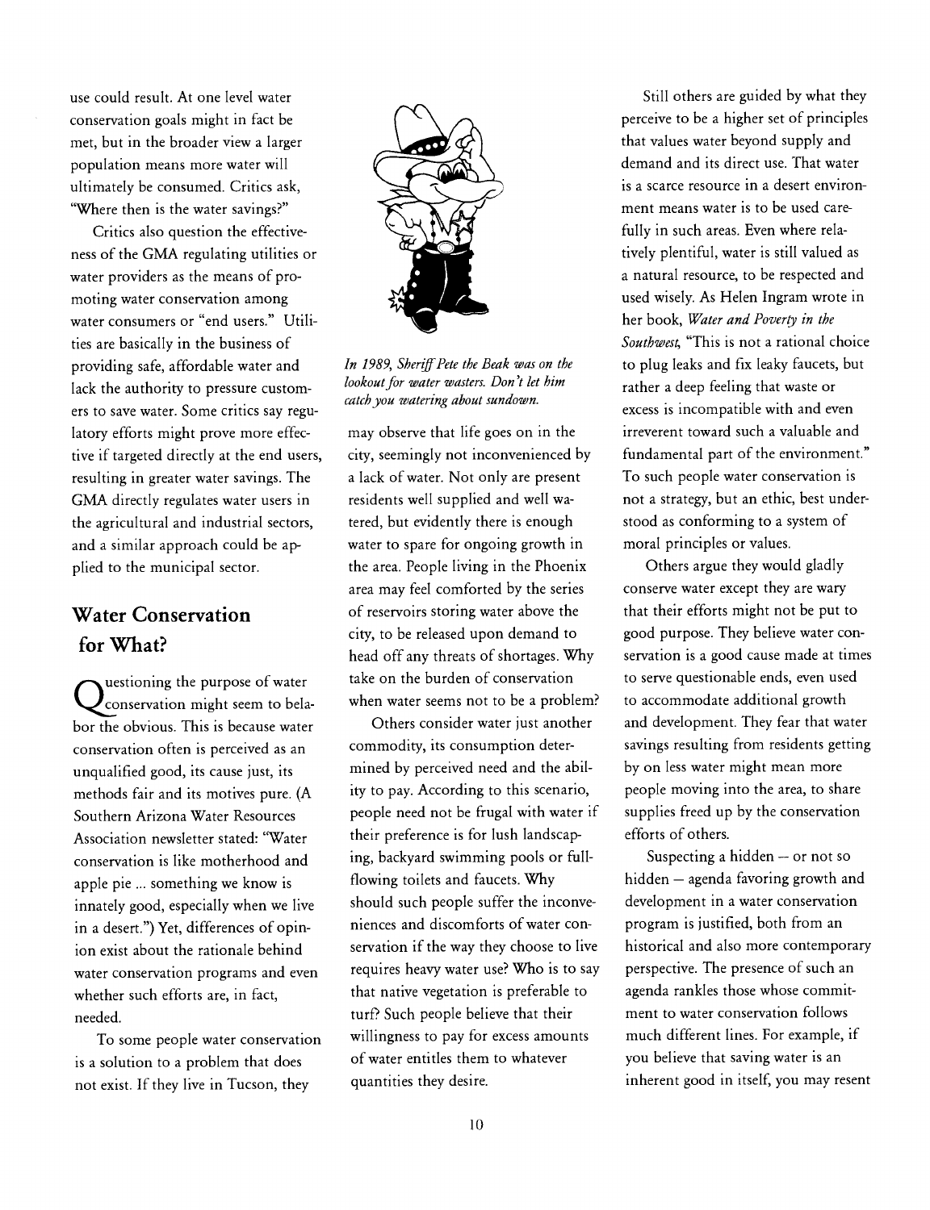use could result. At one level water conservation goals might in fact be met, but in the broader view a larger population means more water will ultimately be consumed. Critics ask, "Where then is the water savings?"

Critics also question the effectiveness of the GMA regulating utilities or water providers as the means of promoting water conservation among water consumers or "end users." Utilities are basically in the business of providing safe, affordable water and lack the authority to pressure customers to save water. Some critics say regulatory efforts might prove more effective if targeted directly at the end users, resulting in greater water savings. The GMA directly regulates water users in the agricultural and industrial sectors, and a similar approach could be applied to the municipal sector.

## Water Conservation for What?

Questioning the purpose of water conservation might seem to belabor the obvious. This is because water conservation often is perceived as an unqualified good, its cause just, its methods fair and its motives pure. (A Southern Arizona Water Resources Association newsletter stated: "Water conservation is like motherhood and apple pie ... something we know is innately good, especially when we live in a desert.") Yet, differences of opinion exist about the rationale behind water conservation programs and even whether such efforts are, in fact, needed.

To some people water conservation is a solution to a problem that does not exist. If they live in Tucson, they may observe that life goes on in the city, seemingly not inconvenienced by a lack of water. Not only are present residents well supplied and well watered, but evidently there is enough water to spare for ongoing growth in the area. People living in the Phoenix area may feel comforted by the series of reservoirs storing water above the city, to be released upon demand to head off any threats of shortages. Why take on the burden of conservation when water seems not to be a problem?

*In 1989, Sheriff Pete the Beak was on the lookout for water wasters. Don't let him catch you watering about sundown.*

Others consider water just another commodity, its consumption determined by perceived need and the ability to pay. According to this scenario, people need not be frugal with water if their preference is for lush landscaping, backyard swimming pools or full-flowing toilets and faucets. Why should such people suffer the inconveniences and discomforts of water conservation if the way they choose to live requires heavy water use? Who is to say that native vegetation is preferable to turf? Such people believe that their willingness to pay for excess amounts of water entitles them to whatever quantities they desire.

Still others are guided by what they perceive to be a higher set of principles that values water beyond supply and demand and its direct use. That water is a scarce resource in a desert environment means water is to be used carefully in such areas. Even where relatively plentiful, water is still valued as a natural resource, to be respected and used wisely. As Helen Ingram wrote in her book, *Water and Poverty in the Southwest*, "This is not a rational choice to plug leaks and fix leaky faucets, but rather a deep feeling that waste or excess is incompatible with and even irreverent toward such a valuable and fundamental part of the environment." To such people water conservation is not a strategy, but an ethic, best understood as conforming to a system of moral principles or values.

Others argue they would gladly conserve water except they are wary that their efforts might not be put to good purpose. They believe water conservation is a good cause made at times to serve questionable ends, even used to accommodate additional growth and development. They fear that water savings resulting from residents getting by on less water might mean more people moving into the area, to share supplies freed up by the conservation efforts of others.

Suspecting a hidden – or not so hidden – agenda favoring growth and development in a water conservation program is justified, both from an historical and also more contemporary perspective. The presence of such an agenda rankles those whose commitment to water conservation follows much different lines. For example, if you believe that saving water is an inherent good in itself, you may resent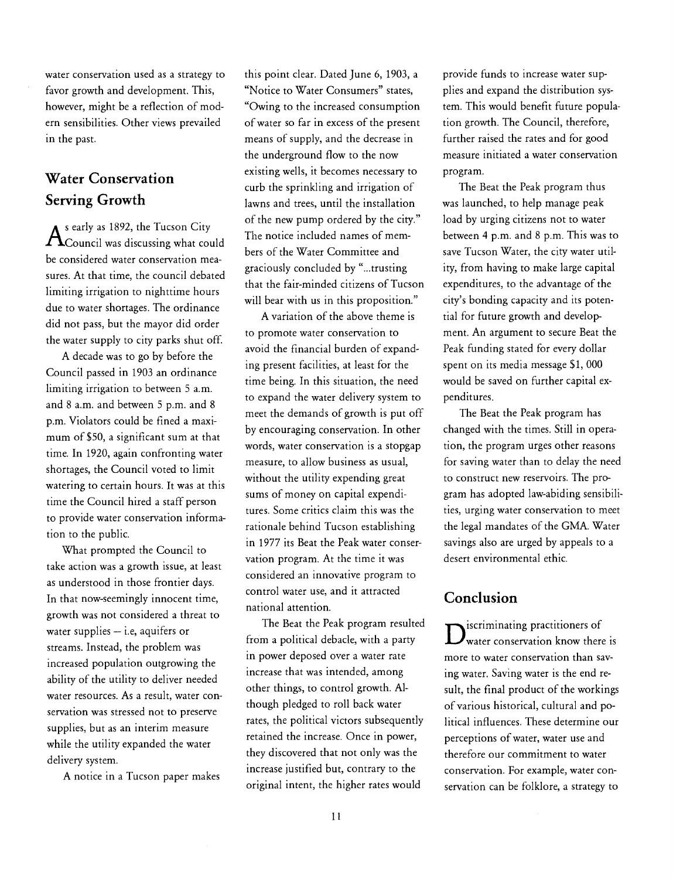water conservation used as a strategy to favor growth and development. This, however, might be a reflection of modern sensibilities. Other views prevailed in the past.

## Water Conservation Serving Growth

As early as 1892, the Tucson City Council was discussing what could be considered water conservation measures. At that time, the council debated limiting irrigation to nighttime hours due to water shortages. The ordinance did not pass, but the mayor did order the water supply to city parks shut off.

A decade was to go by before the Council passed in 1903 an ordinance limiting irrigation to between 5 a.m. and 8 a.m. and between 5 p.m. and 8 p.m. Violators could be fined a maximum of $50, a significant sum at that time. In 1920, again confronting water shortages, the Council voted to limit watering to certain hours. It was at this time the Council hired a staff person to provide water conservation information to the public.

What prompted the Council to take action was a growth issue, at least as understood in those frontier days. In that now-seemingly innocent time, growth was not considered a threat to water supplies – i.e, aquifers or streams. Instead, the problem was increased population outgrowing the ability of the utility to deliver needed water resources. As a result, water conservation was stressed not to preserve supplies, but as an interim measure while the utility expanded the water delivery system.

A notice in a Tucson paper makes this point clear. Dated June 6, 1903, a "Notice to Water Consumers" states, "Owing to the increased consumption of water so far in excess of the present means of supply, and the decrease in the underground flow to the now existing wells, it becomes necessary to curb the sprinkling and irrigation of lawns and trees, until the installation of the new pump ordered by the city." The notice included names of members of the Water Committee and graciously concluded by "...trusting that the fair-minded citizens of Tucson will bear with us in this proposition."

A variation of the above theme is to promote water conservation to avoid the financial burden of expanding present facilities, at least for the time being. In this situation, the need to expand the water delivery system to meet the demands of growth is put off by encouraging conservation. In other words, water conservation is a stopgap measure, to allow business as usual, without the utility expending great sums of money on capital expenditures. Some critics claim this was the rationale behind Tucson establishing in 1977 its Beat the Peak water conservation program. At the time it was considered an innovative program to control water use, and it attracted national attention.

The Beat the Peak program resulted from a political debacle, with a party in power deposed over a water rate increase that was intended, among other things, to control growth. Although pledged to roll back water rates, the political victors subsequently retained the increase. Once in power, they discovered that not only was the increase justified but, contrary to the original intent, the higher rates would provide funds to increase water supplies and expand the distribution system. This would benefit future population growth. The Council, therefore, further raised the rates and for good measure initiated a water conservation program.

The Beat the Peak program thus was launched, to help manage peak load by urging citizens not to water between 4 p.m. and 8 p.m. This was to save Tucson Water, the city water utility, from having to make large capital expenditures, to the advantage of the city's bonding capacity and its potential for future growth and development. An argument to secure Beat the Peak funding stated for every dollar spent on its media message $1, 000 would be saved on further capital expenditures.

The Beat the Peak program has changed with the times. Still in operation, the program urges other reasons for saving water than to delay the need to construct new reservoirs. The program has adopted law-abiding sensibilities, urging water conservation to meet the legal mandates of the GMA. Water savings also are urged by appeals to a desert environmental ethic.

## Conclusion

Discriminating practitioners of water conservation know there is more to water conservation than saving water. Saving water is the end result, the final product of the workings of various historical, cultural and political influences. These determine our perceptions of water, water use and therefore our commitment to water conservation. For example, water conservation can be folklore, a strategy to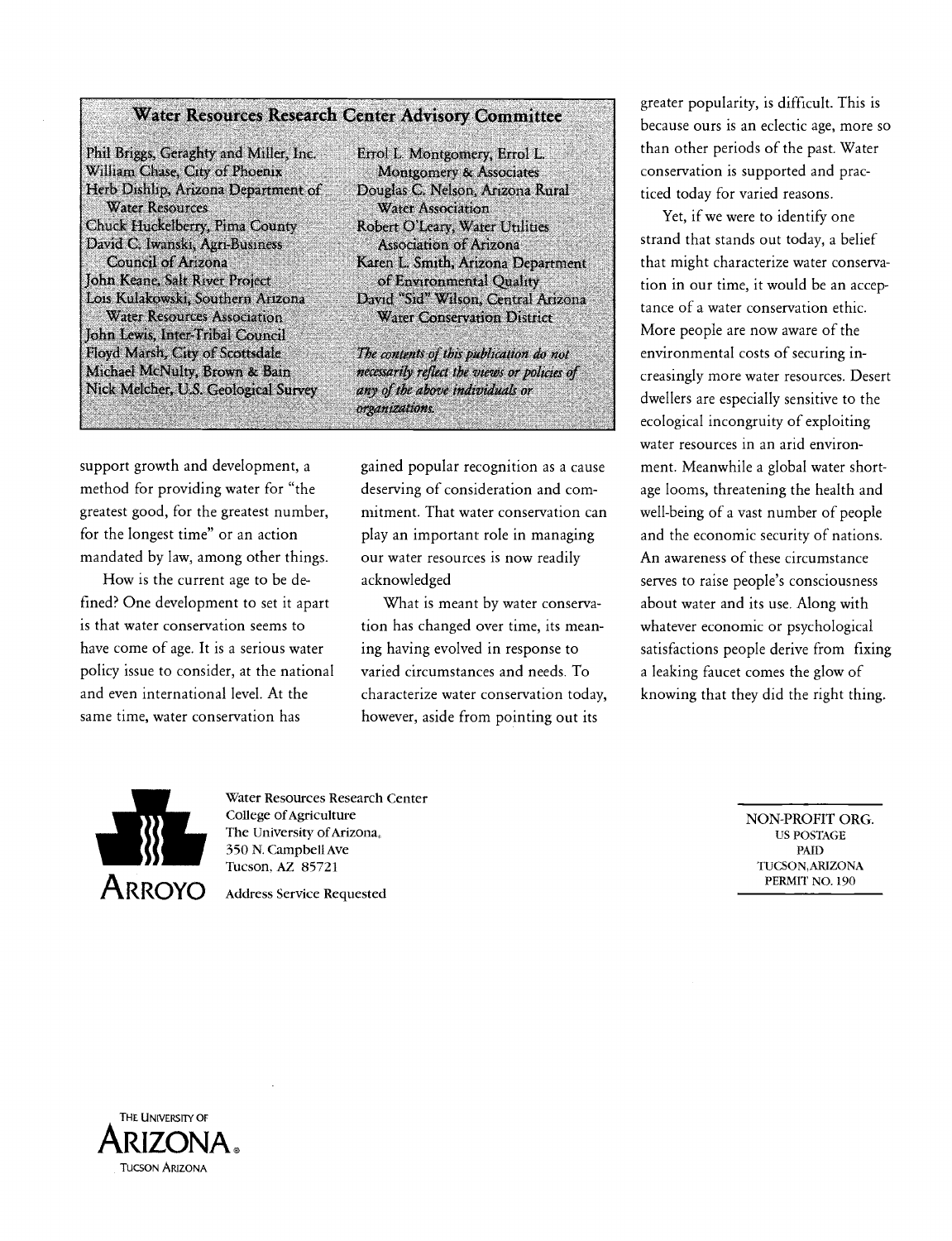## Water Resources Research Center Advisory Committee

Phil Briggs, Geraghty and Miller, Inc.
William Chase, City of Phoenix
Herb Dishlip, Arizona Department of Water Resources
Chuck Huckelberry, Pima County
David C. Iwanski, Agri-Business Council of Arizona
John Keane, Salt River Project
Lois Kulakowski, Southern Arizona Water Resources Association
John Lewis, Inter-Tribal Council
Floyd Marsh, City of Scottsdale
Michael McNulty, Brown & Bain
Nick Melcher, U.S. Geological Survey
Errol L. Montgomery, Errol L. Montgomery & Associates
Douglas C. Nelson, Arizona Rural Water Association
Robert O'Leary, Water Utilities Association of Arizona
Karen L. Smith, Arizona Department of Environmental Quality
David "Sid" Wilson, Central Arizona Water Conservation District

*The contents of this publication do not necessarily reflect the views or policies of any of the above individuals or organizations.*

support growth and development, a method for providing water for "the greatest good, for the greatest number, for the longest time" or an action mandated by law, among other things.

How is the current age to be defined? One development to set it apart is that water conservation seems to have come of age. It is a serious water policy issue to consider, at the national and even international level. At the same time, water conservation has gained popular recognition as a cause deserving of consideration and commitment. That water conservation can play an important role in managing our water resources is now readily acknowledged

What is meant by water conservation has changed over time, its meaning having evolved in response to varied circumstances and needs. To characterize water conservation today, however, aside from pointing out its greater popularity, is difficult. This is because ours is an eclectic age, more so than other periods of the past. Water conservation is supported and practiced today for varied reasons.

Yet, if we were to identify one strand that stands out today, a belief that might characterize water conservation in our time, it would be an acceptance of a water conservation ethic. More people are now aware of the environmental costs of securing increasingly more water resources. Desert dwellers are especially sensitive to the ecological incongruity of exploiting water resources in an arid environment. Meanwhile a global water shortage looms, threatening the health and well-being of a vast number of people and the economic security of nations. An awareness of these circumstance serves to raise people's consciousness about water and its use. Along with whatever economic or psychological satisfactions people derive from fixing a leaking faucet comes the glow of knowing that they did the right thing.

ARROYO

Water Resources Research Center
College of Agriculture
The University of Arizona,
350 N. Campbell Ave
Tucson, AZ 85721
Address Service Requested

NON-PROFIT ORG.
US POSTAGE
PAID
TUCSON, ARIZONA
PERMIT NO. 190

THE UNIVERSITY OF
ARIZONA®
TUCSON ARIZONA